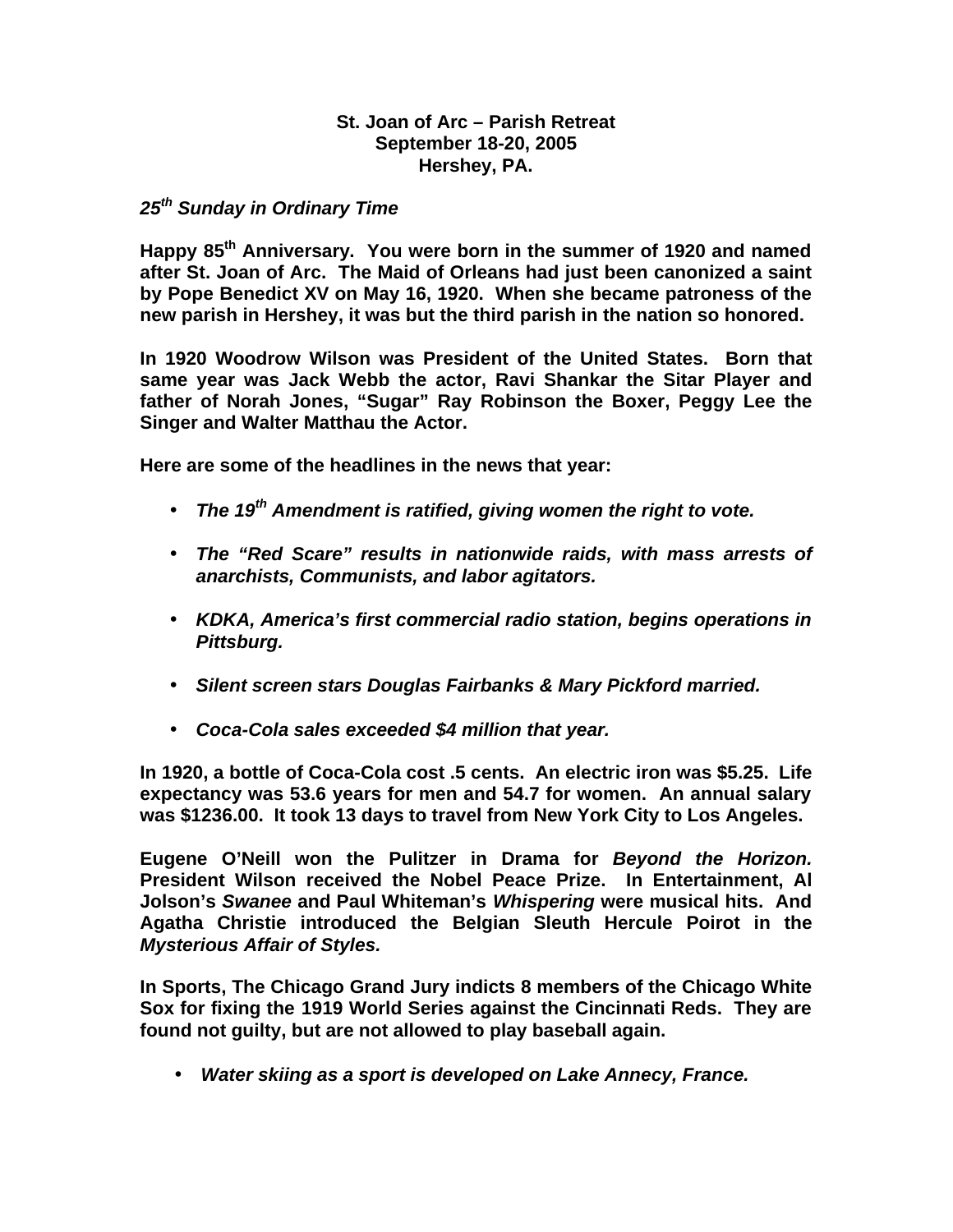**St. Joan of Arc – Parish Retreat**
**September 18-20, 2005**
**Hershey, PA.**

***25th Sunday in Ordinary Time***

**Happy 85th Anniversary. You were born in the summer of 1920 and named after St. Joan of Arc. The Maid of Orleans had just been canonized a saint by Pope Benedict XV on May 16, 1920. When she became patroness of the new parish in Hershey, it was but the third parish in the nation so honored.**

**In 1920 Woodrow Wilson was President of the United States. Born that same year was Jack Webb the actor, Ravi Shankar the Sitar Player and father of Norah Jones, "Sugar" Ray Robinson the Boxer, Peggy Lee the Singer and Walter Matthau the Actor.**

**Here are some of the headlines in the news that year:**

- ***The 19th Amendment is ratified, giving women the right to vote.***
- ***The "Red Scare" results in nationwide raids, with mass arrests of anarchists, Communists, and labor agitators.***
- ***KDKA, America's first commercial radio station, begins operations in Pittsburg.***
- ***Silent screen stars Douglas Fairbanks & Mary Pickford married.***
- ***Coca-Cola sales exceeded $4 million that year.***

**In 1920, a bottle of Coca-Cola cost .5 cents. An electric iron was $5.25. Life expectancy was 53.6 years for men and 54.7 for women. An annual salary was $1236.00. It took 13 days to travel from New York City to Los Angeles.**

**Eugene O'Neill won the Pulitzer in Drama for *Beyond the Horizon.* President Wilson received the Nobel Peace Prize. In Entertainment, Al Jolson's *Swanee* and Paul Whiteman's *Whispering* were musical hits. And Agatha Christie introduced the Belgian Sleuth Hercule Poirot in the *Mysterious Affair of Styles.***

**In Sports, The Chicago Grand Jury indicts 8 members of the Chicago White Sox for fixing the 1919 World Series against the Cincinnati Reds. They are found not guilty, but are not allowed to play baseball again.**

- ***Water skiing as a sport is developed on Lake Annecy, France.***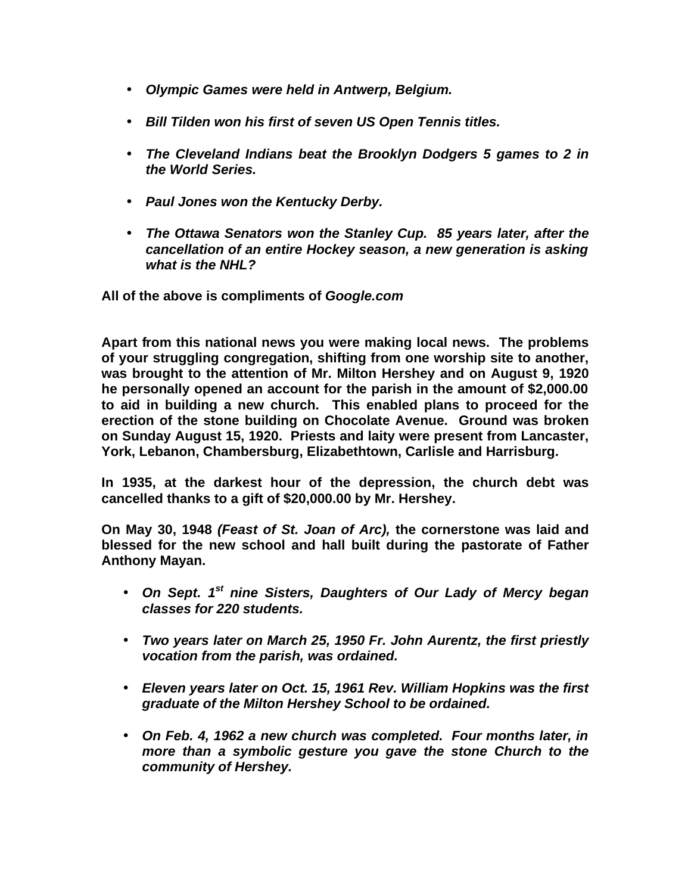- ***Olympic Games were held in Antwerp, Belgium.***

- ***Bill Tilden won his first of seven US Open Tennis titles.***

- ***The Cleveland Indians beat the Brooklyn Dodgers 5 games to 2 in the World Series.***

- ***Paul Jones won the Kentucky Derby.***

- ***The Ottawa Senators won the Stanley Cup. 85 years later, after the cancellation of an entire Hockey season, a new generation is asking what is the NHL?***

**All of the above is compliments of *Google.com***

**Apart from this national news you were making local news. The problems of your struggling congregation, shifting from one worship site to another, was brought to the attention of Mr. Milton Hershey and on August 9, 1920 he personally opened an account for the parish in the amount of $2,000.00 to aid in building a new church. This enabled plans to proceed for the erection of the stone building on Chocolate Avenue. Ground was broken on Sunday August 15, 1920. Priests and laity were present from Lancaster, York, Lebanon, Chambersburg, Elizabethtown, Carlisle and Harrisburg.**

**In 1935, at the darkest hour of the depression, the church debt was cancelled thanks to a gift of $20,000.00 by Mr. Hershey.**

**On May 30, 1948 *(Feast of St. Joan of Arc),* the cornerstone was laid and blessed for the new school and hall built during the pastorate of Father Anthony Mayan.**

- ***On Sept. 1st nine Sisters, Daughters of Our Lady of Mercy began classes for 220 students.***

- ***Two years later on March 25, 1950 Fr. John Aurentz, the first priestly vocation from the parish, was ordained.***

- ***Eleven years later on Oct. 15, 1961 Rev. William Hopkins was the first graduate of the Milton Hershey School to be ordained.***

- ***On Feb. 4, 1962 a new church was completed. Four months later, in more than a symbolic gesture you gave the stone Church to the community of Hershey.***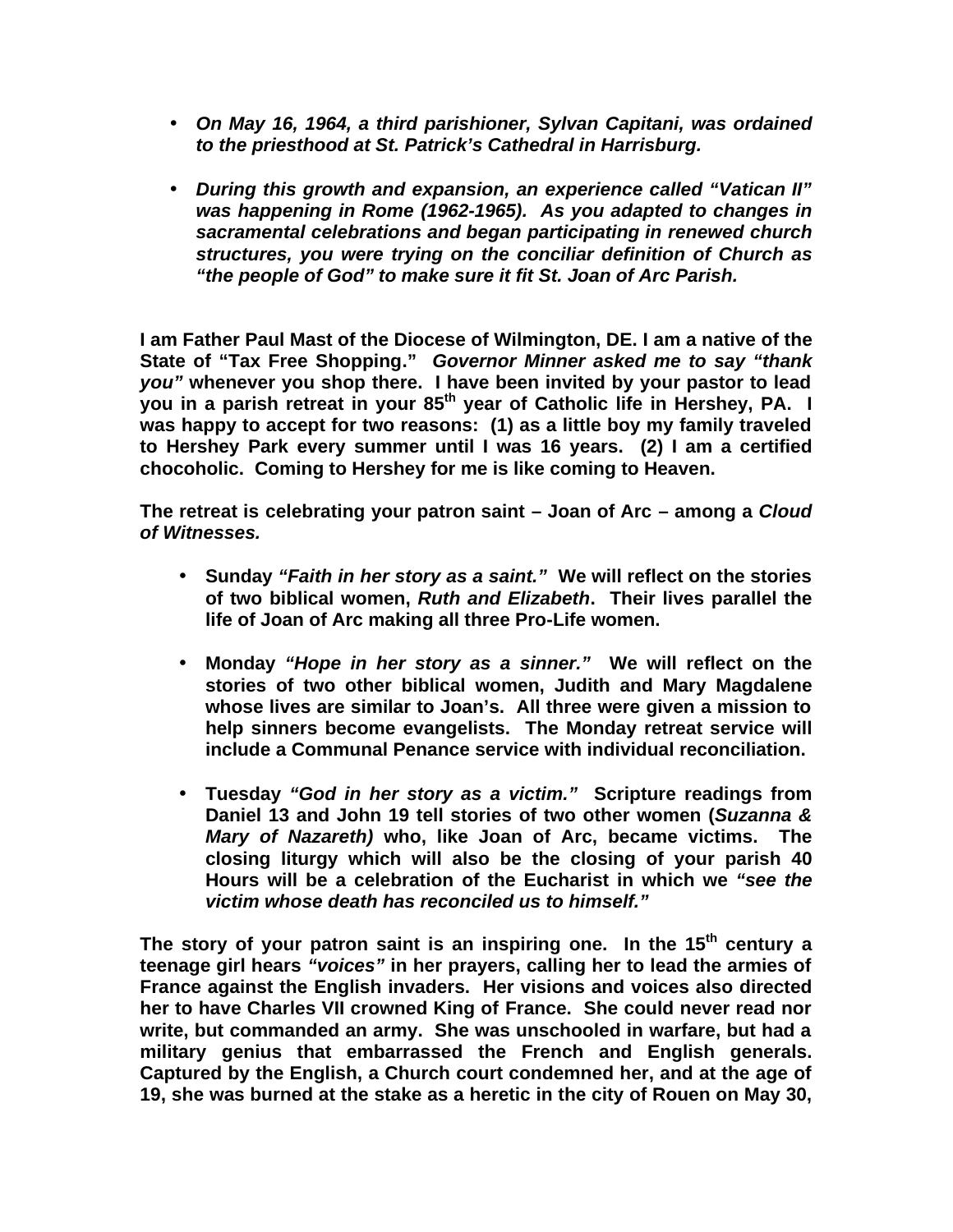- ***On May 16, 1964, a third parishioner, Sylvan Capitani, was ordained to the priesthood at St. Patrick's Cathedral in Harrisburg.***

- ***During this growth and expansion, an experience called "Vatican II" was happening in Rome (1962-1965). As you adapted to changes in sacramental celebrations and began participating in renewed church structures, you were trying on the conciliar definition of Church as "the people of God" to make sure it fit St. Joan of Arc Parish.***

**I am Father Paul Mast of the Diocese of Wilmington, DE. I am a native of the State of "Tax Free Shopping."** ***Governor Minner asked me to say "thank you"*** **whenever you shop there. I have been invited by your pastor to lead you in a parish retreat in your 85th year of Catholic life in Hershey, PA. I was happy to accept for two reasons: (1) as a little boy my family traveled to Hershey Park every summer until I was 16 years. (2) I am a certified chocoholic. Coming to Hershey for me is like coming to Heaven.**

**The retreat is celebrating your patron saint – Joan of Arc – among a** ***Cloud of Witnesses.***

- **Sunday** ***"Faith in her story as a saint."*** **We will reflect on the stories of two biblical women,** ***Ruth and Elizabeth*****. Their lives parallel the life of Joan of Arc making all three Pro-Life women.**

- **Monday** ***"Hope in her story as a sinner."*** **We will reflect on the stories of two other biblical women, Judith and Mary Magdalene whose lives are similar to Joan's. All three were given a mission to help sinners become evangelists. The Monday retreat service will include a Communal Penance service with individual reconciliation.**

- **Tuesday** ***"God in her story as a victim."*** **Scripture readings from Daniel 13 and John 19 tell stories of two other women (*****Suzanna & Mary of Nazareth)*** **who, like Joan of Arc, became victims. The closing liturgy which will also be the closing of your parish 40 Hours will be a celebration of the Eucharist in which we** ***"see the victim whose death has reconciled us to himself."***

**The story of your patron saint is an inspiring one. In the 15th century a teenage girl hears** ***"voices"*** **in her prayers, calling her to lead the armies of France against the English invaders. Her visions and voices also directed her to have Charles VII crowned King of France. She could never read nor write, but commanded an army. She was unschooled in warfare, but had a military genius that embarrassed the French and English generals. Captured by the English, a Church court condemned her, and at the age of 19, she was burned at the stake as a heretic in the city of Rouen on May 30,**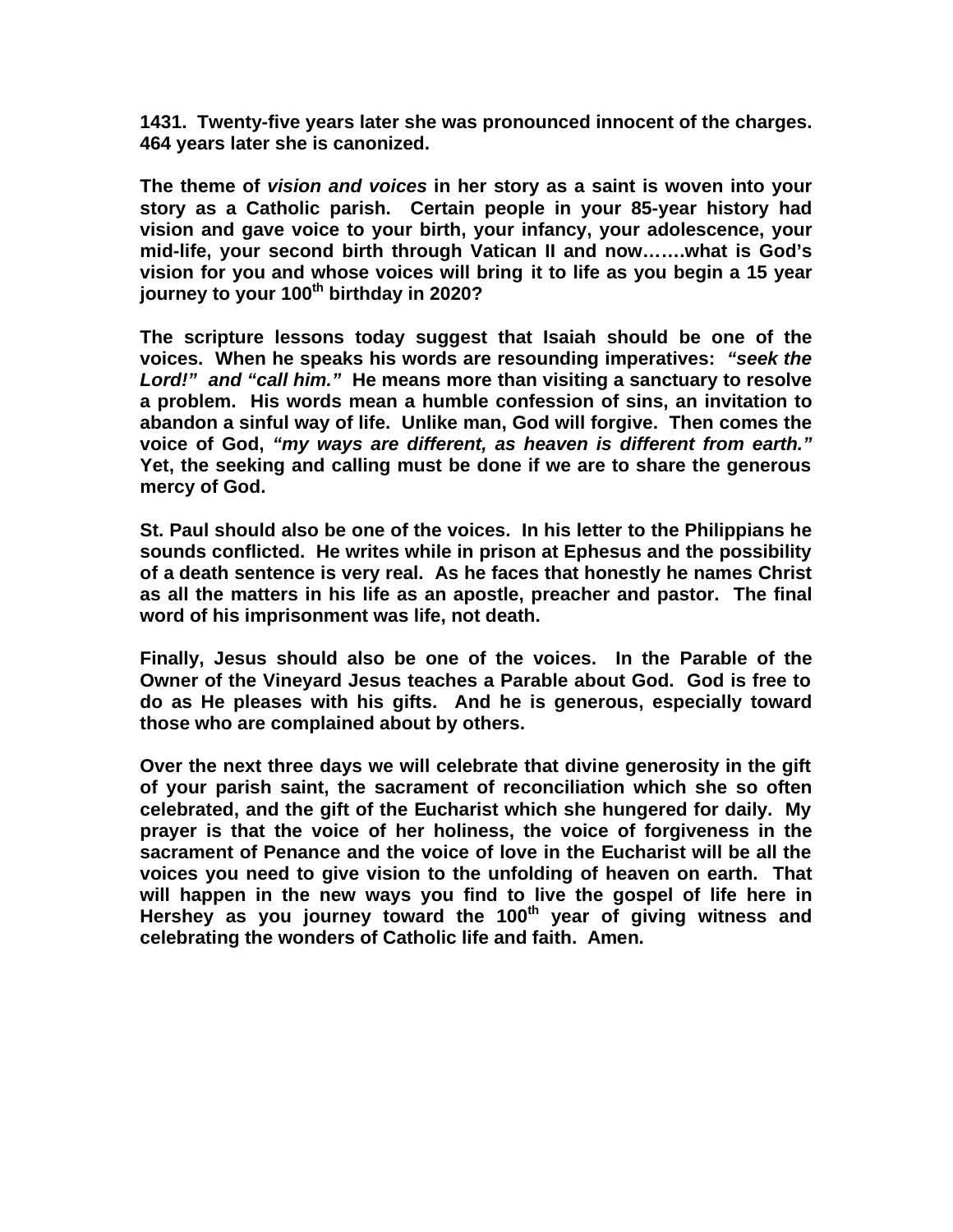**1431. Twenty-five years later she was pronounced innocent of the charges. 464 years later she is canonized.**

**The theme of *vision and voices* in her story as a saint is woven into your story as a Catholic parish. Certain people in your 85-year history had vision and gave voice to your birth, your infancy, your adolescence, your mid-life, your second birth through Vatican II and now…….what is God's vision for you and whose voices will bring it to life as you begin a 15 year journey to your 100th birthday in 2020?**

**The scripture lessons today suggest that Isaiah should be one of the voices. When he speaks his words are resounding imperatives: *"seek the Lord!" and "call him."* He means more than visiting a sanctuary to resolve a problem. His words mean a humble confession of sins, an invitation to abandon a sinful way of life. Unlike man, God will forgive. Then comes the voice of God, *"my ways are different, as heaven is different from earth."* Yet, the seeking and calling must be done if we are to share the generous mercy of God.**

**St. Paul should also be one of the voices. In his letter to the Philippians he sounds conflicted. He writes while in prison at Ephesus and the possibility of a death sentence is very real. As he faces that honestly he names Christ as all the matters in his life as an apostle, preacher and pastor. The final word of his imprisonment was life, not death.**

**Finally, Jesus should also be one of the voices. In the Parable of the Owner of the Vineyard Jesus teaches a Parable about God. God is free to do as He pleases with his gifts. And he is generous, especially toward those who are complained about by others.**

**Over the next three days we will celebrate that divine generosity in the gift of your parish saint, the sacrament of reconciliation which she so often celebrated, and the gift of the Eucharist which she hungered for daily. My prayer is that the voice of her holiness, the voice of forgiveness in the sacrament of Penance and the voice of love in the Eucharist will be all the voices you need to give vision to the unfolding of heaven on earth. That will happen in the new ways you find to live the gospel of life here in Hershey as you journey toward the 100th year of giving witness and celebrating the wonders of Catholic life and faith. Amen.**